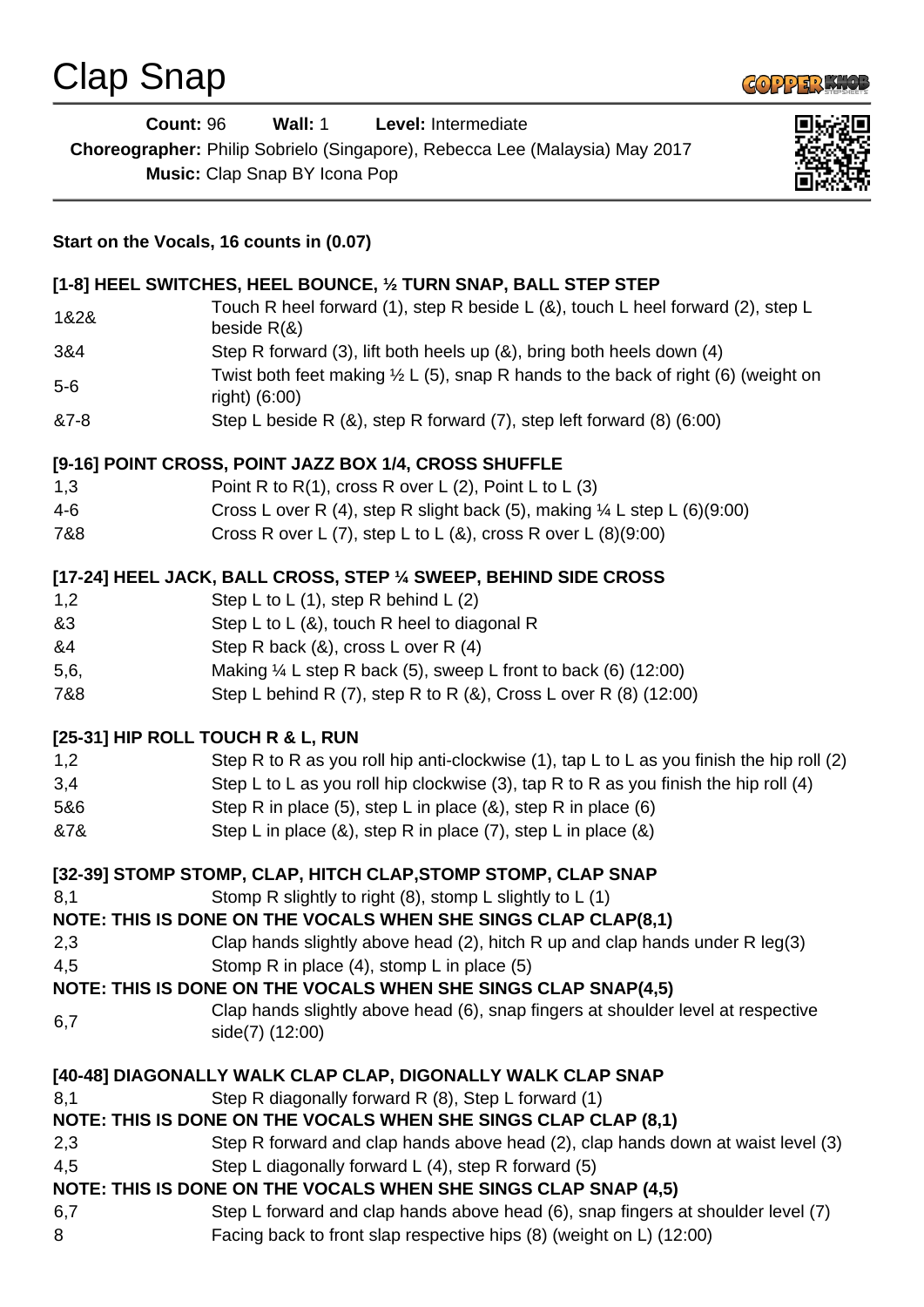# Clap Snap

**Count:** 96 **Wall:** 1 **Level:** Intermediate

**Choreographer:** Philip Sobrielo (Singapore), Rebecca Lee (Malaysia) May 2017

**Music:** Clap Snap BY Icona Pop

**Start on the Vocals, 16 counts in (0.07)**

**[1-8] HEEL SWITCHES, HEEL BOUNCE, ½ TURN SNAP, BALL STEP STEP**

| | |
|---|---|
| 1&2& | Touch R heel forward (1), step R beside L (&), touch L heel forward (2), step L beside R(&) |
| 3&4 | Step R forward (3), lift both heels up (&), bring both heels down (4) |
| 5-6 | Twist both feet making ½ L (5), snap R hands to the back of right (6) (weight on right) (6:00) |
| &7-8 | Step L beside R (&), step R forward (7), step left forward (8) (6:00) |

**[9-16] POINT CROSS, POINT JAZZ BOX 1/4, CROSS SHUFFLE**

| | |
|---|---|
| 1,3 | Point R to R(1), cross R over L (2), Point L to L (3) |
| 4-6 | Cross L over R (4), step R slight back (5), making ¼ L step L (6)(9:00) |
| 7&8 | Cross R over L (7), step L to L (&), cross R over L (8)(9:00) |

**[17-24] HEEL JACK, BALL CROSS, STEP ¼ SWEEP, BEHIND SIDE CROSS**

| | |
|---|---|
| 1,2 | Step L to L (1), step R behind L (2) |
| &3 | Step L to L (&), touch R heel to diagonal R |
| &4 | Step R back (&), cross L over R (4) |
| 5,6, | Making ¼ L step R back (5), sweep L front to back (6) (12:00) |
| 7&8 | Step L behind R (7), step R to R (&), Cross L over R (8) (12:00) |

**[25-31] HIP ROLL TOUCH R & L, RUN**

| | |
|---|---|
| 1,2 | Step R to R as you roll hip anti-clockwise (1), tap L to L as you finish the hip roll (2) |
| 3,4 | Step L to L as you roll hip clockwise (3), tap R to R as you finish the hip roll (4) |
| 5&6 | Step R in place (5), step L in place (&), step R in place (6) |
| &7& | Step L in place (&), step R in place (7), step L in place (&) |

**[32-39] STOMP STOMP, CLAP, HITCH CLAP,STOMP STOMP, CLAP SNAP**

| | |
|---|---|
| 8,1 | Stomp R slightly to right (8), stomp L slightly to L (1) |

**NOTE: THIS IS DONE ON THE VOCALS WHEN SHE SINGS CLAP CLAP(8,1)**

| | |
|---|---|
| 2,3 | Clap hands slightly above head (2), hitch R up and clap hands under R leg(3) |
| 4,5 | Stomp R in place (4), stomp L in place (5) |

**NOTE: THIS IS DONE ON THE VOCALS WHEN SHE SINGS CLAP SNAP(4,5)**

| | |
|---|---|
| 6,7 | Clap hands slightly above head (6), snap fingers at shoulder level at respective side(7) (12:00) |

**[40-48] DIAGONALLY WALK CLAP CLAP, DIGONALLY WALK CLAP SNAP**

| | |
|---|---|
| 8,1 | Step R diagonally forward R (8), Step L forward (1) |

**NOTE: THIS IS DONE ON THE VOCALS WHEN SHE SINGS CLAP CLAP (8,1)**

| | |
|---|---|
| 2,3 | Step R forward and clap hands above head (2), clap hands down at waist level (3) |
| 4,5 | Step L diagonally forward L (4), step R forward (5) |

**NOTE: THIS IS DONE ON THE VOCALS WHEN SHE SINGS CLAP SNAP (4,5)**

| | |
|---|---|
| 6,7 | Step L forward and clap hands above head (6), snap fingers at shoulder level (7) |
| 8 | Facing back to front slap respective hips (8) (weight on L) (12:00) |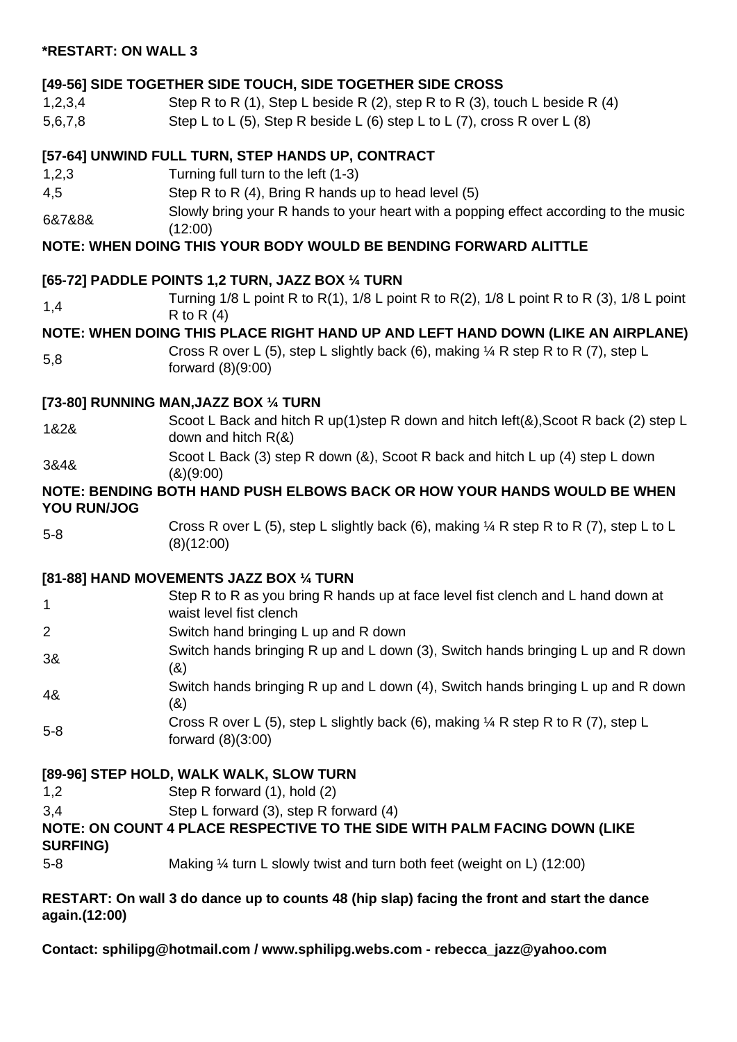**\*RESTART: ON WALL 3**

**[49-56] SIDE TOGETHER SIDE TOUCH, SIDE TOGETHER SIDE CROSS**

| | |
|---|---|
| 1,2,3,4 | Step R to R (1), Step L beside R (2), step R to R (3), touch L beside R (4) |
| 5,6,7,8 | Step L to L (5), Step R beside L (6) step L to L (7), cross R over L (8) |

**[57-64] UNWIND FULL TURN, STEP HANDS UP, CONTRACT**

| | |
|---|---|
| 1,2,3 | Turning full turn to the left (1-3) |
| 4,5 | Step R to R (4), Bring R hands up to head level (5) |
| 6&7&8& | Slowly bring your R hands to your heart with a popping effect according to the music (12:00) |

**NOTE: WHEN DOING THIS YOUR BODY WOULD BE BENDING FORWARD ALITTLE**

**[65-72] PADDLE POINTS 1,2 TURN, JAZZ BOX ¼ TURN**

| | |
|---|---|
| 1,4 | Turning 1/8 L point R to R(1), 1/8 L point R to R(2), 1/8 L point R to R (3), 1/8 L point R to R (4) |

**NOTE: WHEN DOING THIS PLACE RIGHT HAND UP AND LEFT HAND DOWN (LIKE AN AIRPLANE)**

| | |
|---|---|
| 5,8 | Cross R over L (5), step L slightly back (6), making ¼ R step R to R (7), step L forward (8)(9:00) |

**[73-80] RUNNING MAN,JAZZ BOX ¼ TURN**

| | |
|---|---|
| 1&2& | Scoot L Back and hitch R up(1)step R down and hitch left(&),Scoot R back (2) step L down and hitch R(&) |
| 3&4& | Scoot L Back (3) step R down (&), Scoot R back and hitch L up (4) step L down (&)(9:00) |

**NOTE: BENDING BOTH HAND PUSH ELBOWS BACK OR HOW YOUR HANDS WOULD BE WHEN YOU RUN/JOG**

| | |
|---|---|
| 5-8 | Cross R over L (5), step L slightly back (6), making ¼ R step R to R (7), step L to L (8)(12:00) |

**[81-88] HAND MOVEMENTS JAZZ BOX ¼ TURN**

| | |
|---|---|
| 1 | Step R to R as you bring R hands up at face level fist clench and L hand down at waist level fist clench |
| 2 | Switch hand bringing L up and R down |
| 3& | Switch hands bringing R up and L down (3), Switch hands bringing L up and R down (&) |
| 4& | Switch hands bringing R up and L down (4), Switch hands bringing L up and R down (&) |
| 5-8 | Cross R over L (5), step L slightly back (6), making ¼ R step R to R (7), step L forward (8)(3:00) |

**[89-96] STEP HOLD, WALK WALK, SLOW TURN**

| | |
|---|---|
| 1,2 | Step R forward (1), hold (2) |
| 3,4 | Step L forward (3), step R forward (4) |

**NOTE: ON COUNT 4 PLACE RESPECTIVE TO THE SIDE WITH PALM FACING DOWN (LIKE SURFING)**

| | |
|---|---|
| 5-8 | Making ¼ turn L slowly twist and turn both feet (weight on L) (12:00) |

**RESTART: On wall 3 do dance up to counts 48 (hip slap) facing the front and start the dance again.(12:00)**

**Contact: sphilipg@hotmail.com / www.sphilipg.webs.com - rebecca_jazz@yahoo.com**